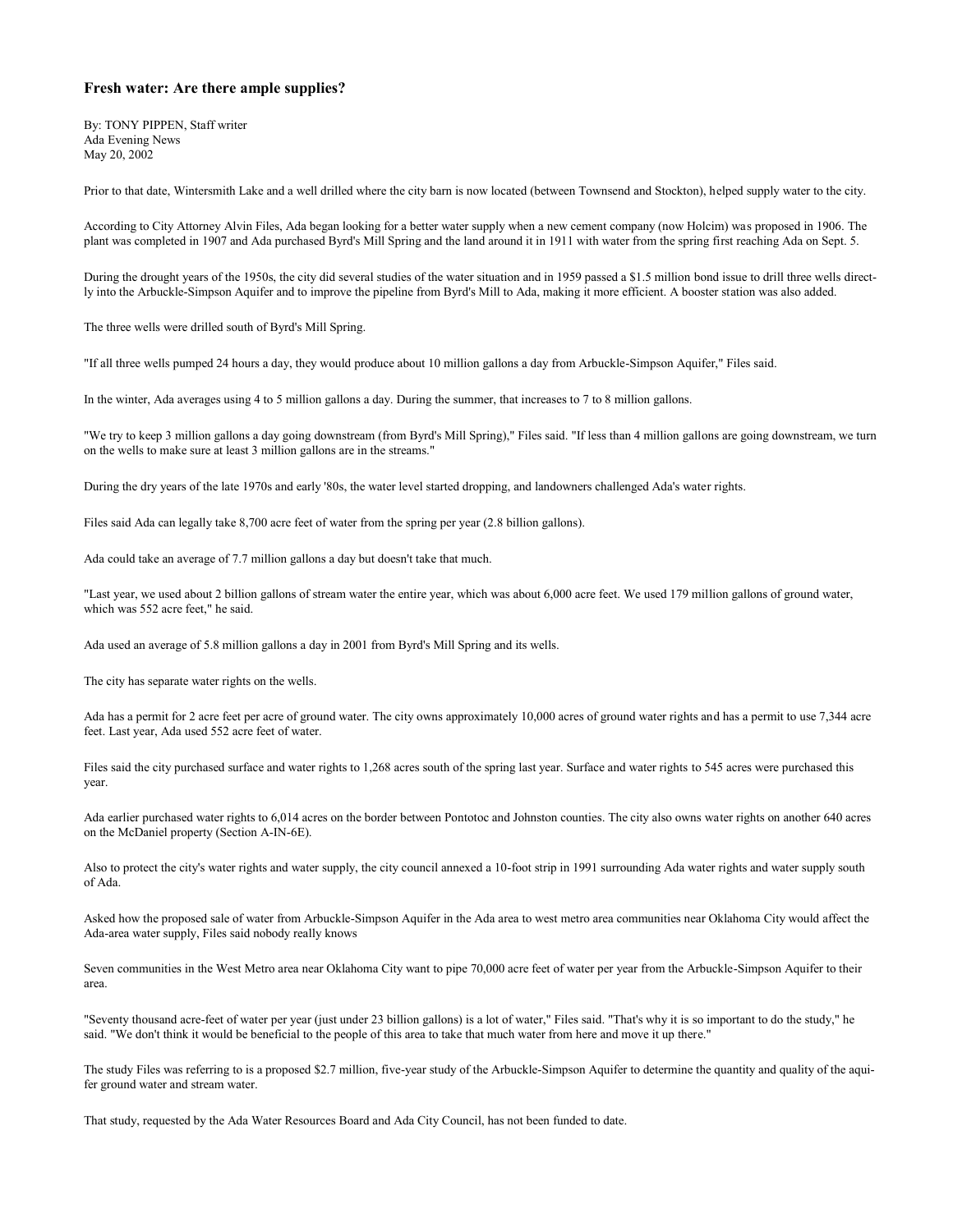### Fresh water: Are there ample supplies?

By: TONY PIPPEN, Staff writer
Ada Evening News
May 20, 2002

Prior to that date, Wintersmith Lake and a well drilled where the city barn is now located (between Townsend and Stockton), helped supply water to the city.

According to City Attorney Alvin Files, Ada began looking for a better water supply when a new cement company (now Holcim) was proposed in 1906. The plant was completed in 1907 and Ada purchased Byrd's Mill Spring and the land around it in 1911 with water from the spring first reaching Ada on Sept. 5.

During the drought years of the 1950s, the city did several studies of the water situation and in 1959 passed a $1.5 million bond issue to drill three wells directly into the Arbuckle-Simpson Aquifer and to improve the pipeline from Byrd's Mill to Ada, making it more efficient. A booster station was also added.

The three wells were drilled south of Byrd's Mill Spring.

"If all three wells pumped 24 hours a day, they would produce about 10 million gallons a day from Arbuckle-Simpson Aquifer," Files said.

In the winter, Ada averages using 4 to 5 million gallons a day. During the summer, that increases to 7 to 8 million gallons.

"We try to keep 3 million gallons a day going downstream (from Byrd's Mill Spring)," Files said. "If less than 4 million gallons are going downstream, we turn on the wells to make sure at least 3 million gallons are in the streams."

During the dry years of the late 1970s and early '80s, the water level started dropping, and landowners challenged Ada's water rights.

Files said Ada can legally take 8,700 acre feet of water from the spring per year (2.8 billion gallons).

Ada could take an average of 7.7 million gallons a day but doesn't take that much.

"Last year, we used about 2 billion gallons of stream water the entire year, which was about 6,000 acre feet. We used 179 million gallons of ground water, which was 552 acre feet," he said.

Ada used an average of 5.8 million gallons a day in 2001 from Byrd's Mill Spring and its wells.

The city has separate water rights on the wells.

Ada has a permit for 2 acre feet per acre of ground water. The city owns approximately 10,000 acres of ground water rights and has a permit to use 7,344 acre feet. Last year, Ada used 552 acre feet of water.

Files said the city purchased surface and water rights to 1,268 acres south of the spring last year. Surface and water rights to 545 acres were purchased this year.

Ada earlier purchased water rights to 6,014 acres on the border between Pontotoc and Johnston counties. The city also owns water rights on another 640 acres on the McDaniel property (Section A-IN-6E).

Also to protect the city's water rights and water supply, the city council annexed a 10-foot strip in 1991 surrounding Ada water rights and water supply south of Ada.

Asked how the proposed sale of water from Arbuckle-Simpson Aquifer in the Ada area to west metro area communities near Oklahoma City would affect the Ada-area water supply, Files said nobody really knows

Seven communities in the West Metro area near Oklahoma City want to pipe 70,000 acre feet of water per year from the Arbuckle-Simpson Aquifer to their area.

"Seventy thousand acre-feet of water per year (just under 23 billion gallons) is a lot of water," Files said. "That's why it is so important to do the study," he said. "We don't think it would be beneficial to the people of this area to take that much water from here and move it up there."

The study Files was referring to is a proposed $2.7 million, five-year study of the Arbuckle-Simpson Aquifer to determine the quantity and quality of the aquifer ground water and stream water.

That study, requested by the Ada Water Resources Board and Ada City Council, has not been funded to date.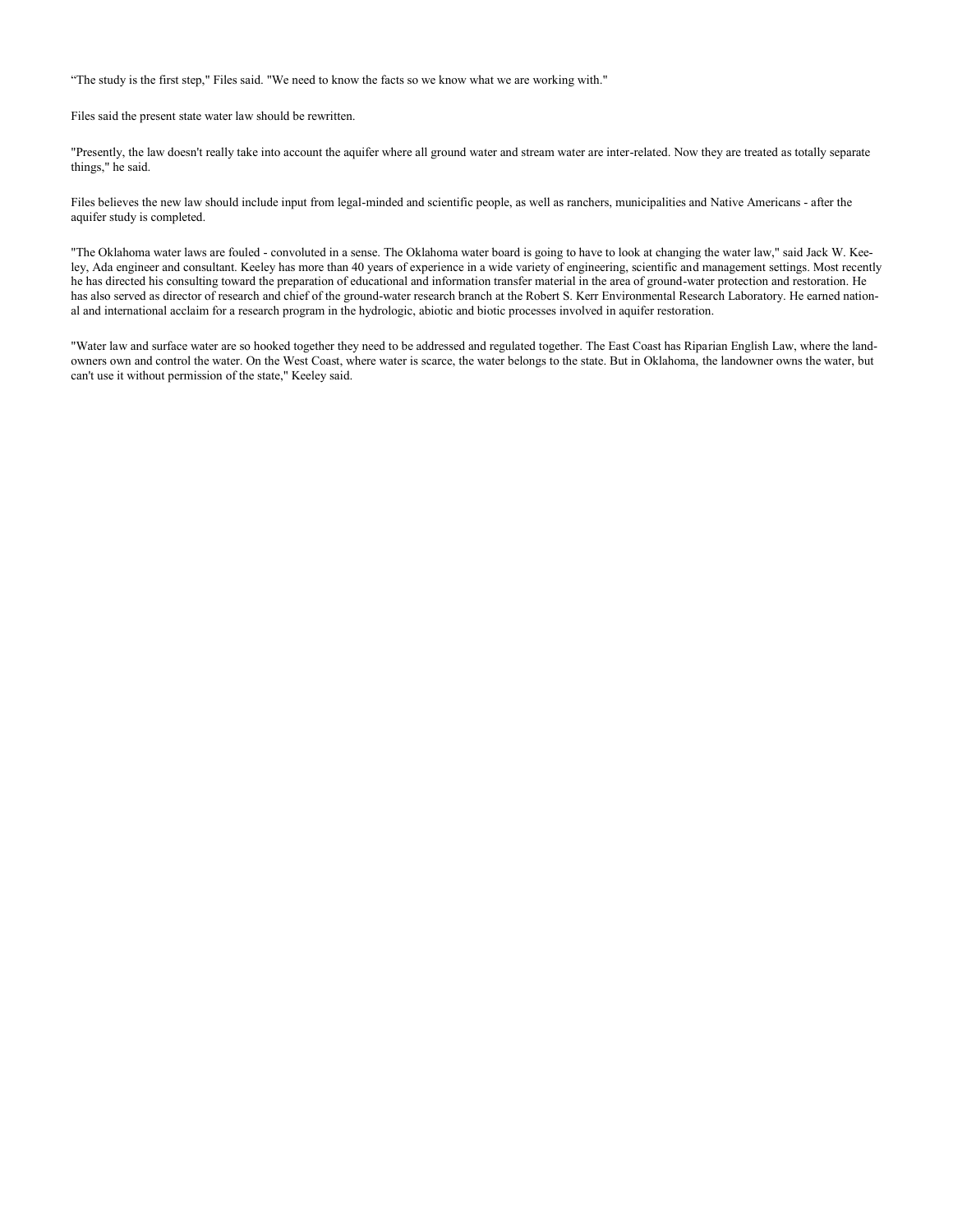“The study is the first step," Files said. "We need to know the facts so we know what we are working with."

Files said the present state water law should be rewritten.

"Presently, the law doesn't really take into account the aquifer where all ground water and stream water are inter-related. Now they are treated as totally separate things," he said.

Files believes the new law should include input from legal-minded and scientific people, as well as ranchers, municipalities and Native Americans - after the aquifer study is completed.

"The Oklahoma water laws are fouled - convoluted in a sense. The Oklahoma water board is going to have to look at changing the water law," said Jack W. Keeley, Ada engineer and consultant. Keeley has more than 40 years of experience in a wide variety of engineering, scientific and management settings. Most recently he has directed his consulting toward the preparation of educational and information transfer material in the area of ground-water protection and restoration. He has also served as director of research and chief of the ground-water research branch at the Robert S. Kerr Environmental Research Laboratory. He earned national and international acclaim for a research program in the hydrologic, abiotic and biotic processes involved in aquifer restoration.

"Water law and surface water are so hooked together they need to be addressed and regulated together. The East Coast has Riparian English Law, where the landowners own and control the water. On the West Coast, where water is scarce, the water belongs to the state. But in Oklahoma, the landowner owns the water, but can't use it without permission of the state," Keeley said.